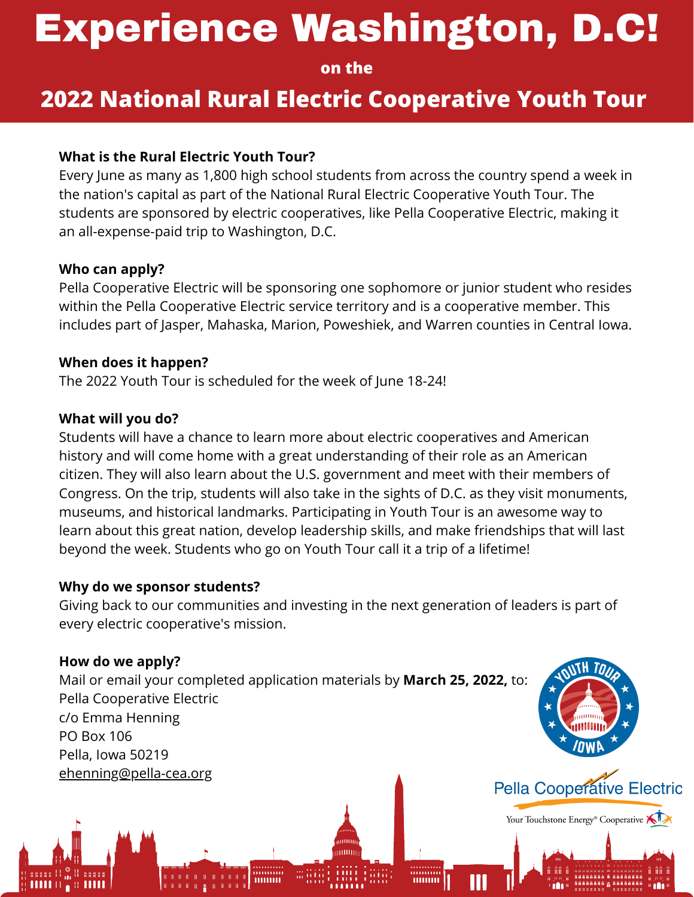# Experience Washington, D.C!

on the

## 2022 National Rural Electric Cooperative Youth Tour

**What is the Rural Electric Youth Tour?**

Every June as many as 1,800 high school students from across the country spend a week in the nation's capital as part of the National Rural Electric Cooperative Youth Tour. The students are sponsored by electric cooperatives, like Pella Cooperative Electric, making it an all-expense-paid trip to Washington, D.C.

**Who can apply?**

Pella Cooperative Electric will be sponsoring one sophomore or junior student who resides within the Pella Cooperative Electric service territory and is a cooperative member. This includes part of Jasper, Mahaska, Marion, Poweshiek, and Warren counties in Central Iowa.

**When does it happen?**

The 2022 Youth Tour is scheduled for the week of June 18-24!

**What will you do?**

Students will have a chance to learn more about electric cooperatives and American history and will come home with a great understanding of their role as an American citizen. They will also learn about the U.S. government and meet with their members of Congress. On the trip, students will also take in the sights of D.C. as they visit monuments, museums, and historical landmarks. Participating in Youth Tour is an awesome way to learn about this great nation, develop leadership skills, and make friendships that will last beyond the week. Students who go on Youth Tour call it a trip of a lifetime!

**Why do we sponsor students?**

Giving back to our communities and investing in the next generation of leaders is part of every electric cooperative's mission.

**How do we apply?**

Mail or email your completed application materials by **March 25, 2022,** to:
Pella Cooperative Electric
c/o Emma Henning
PO Box 106
Pella, Iowa 50219
ehenning@pella-cea.org

YOUTH TOUR IOWA

Pella Cooperative Electric

Your Touchstone Energy® Cooperative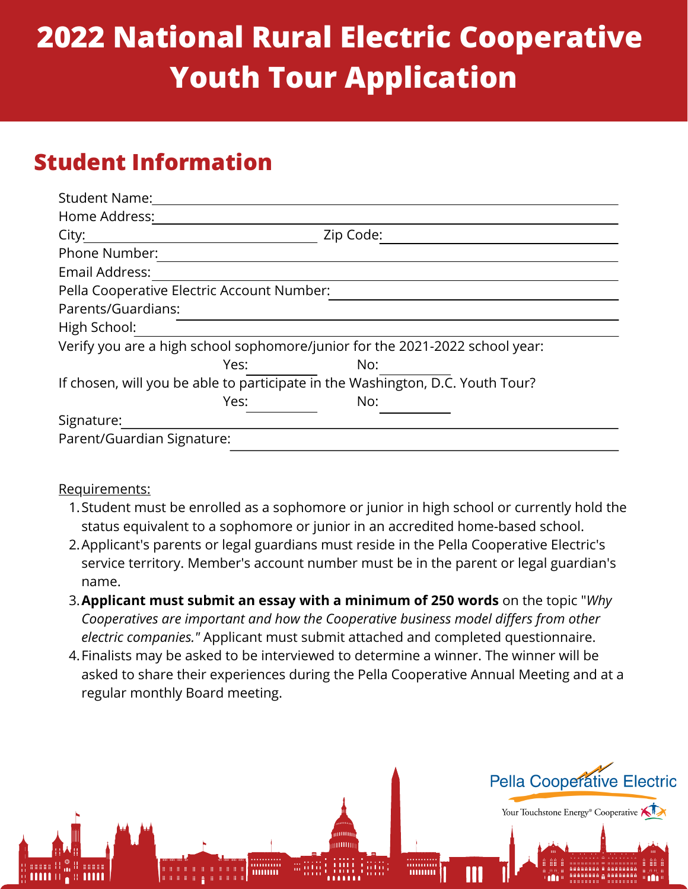# 2022 National Rural Electric Cooperative Youth Tour Application

## Student Information

Student Name: ______________________________

Home Address: ______________________________

City: ____________________ Zip Code: ____________________

Phone Number: ______________________________

Email Address: ______________________________

Pella Cooperative Electric Account Number: ______________________________

Parents/Guardians: ______________________________

High School: ______________________________

Verify you are a high school sophomore/junior for the 2021-2022 school year:

Yes: __________ No: __________

If chosen, will you be able to participate in the Washington, D.C. Youth Tour?

Yes: __________ No: __________

Signature: ______________________________

Parent/Guardian Signature: ______________________________

Requirements:

1. Student must be enrolled as a sophomore or junior in high school or currently hold the status equivalent to a sophomore or junior in an accredited home-based school.
2. Applicant's parents or legal guardians must reside in the Pella Cooperative Electric's service territory. Member's account number must be in the parent or legal guardian's name.
3. **Applicant must submit an essay with a minimum of 250 words** on the topic "*Why Cooperatives are important and how the Cooperative business model differs from other electric companies.*" Applicant must submit attached and completed questionnaire.
4. Finalists may be asked to be interviewed to determine a winner. The winner will be asked to share their experiences during the Pella Cooperative Annual Meeting and at a regular monthly Board meeting.

Pella Cooperative Electric

Your Touchstone Energy® Cooperative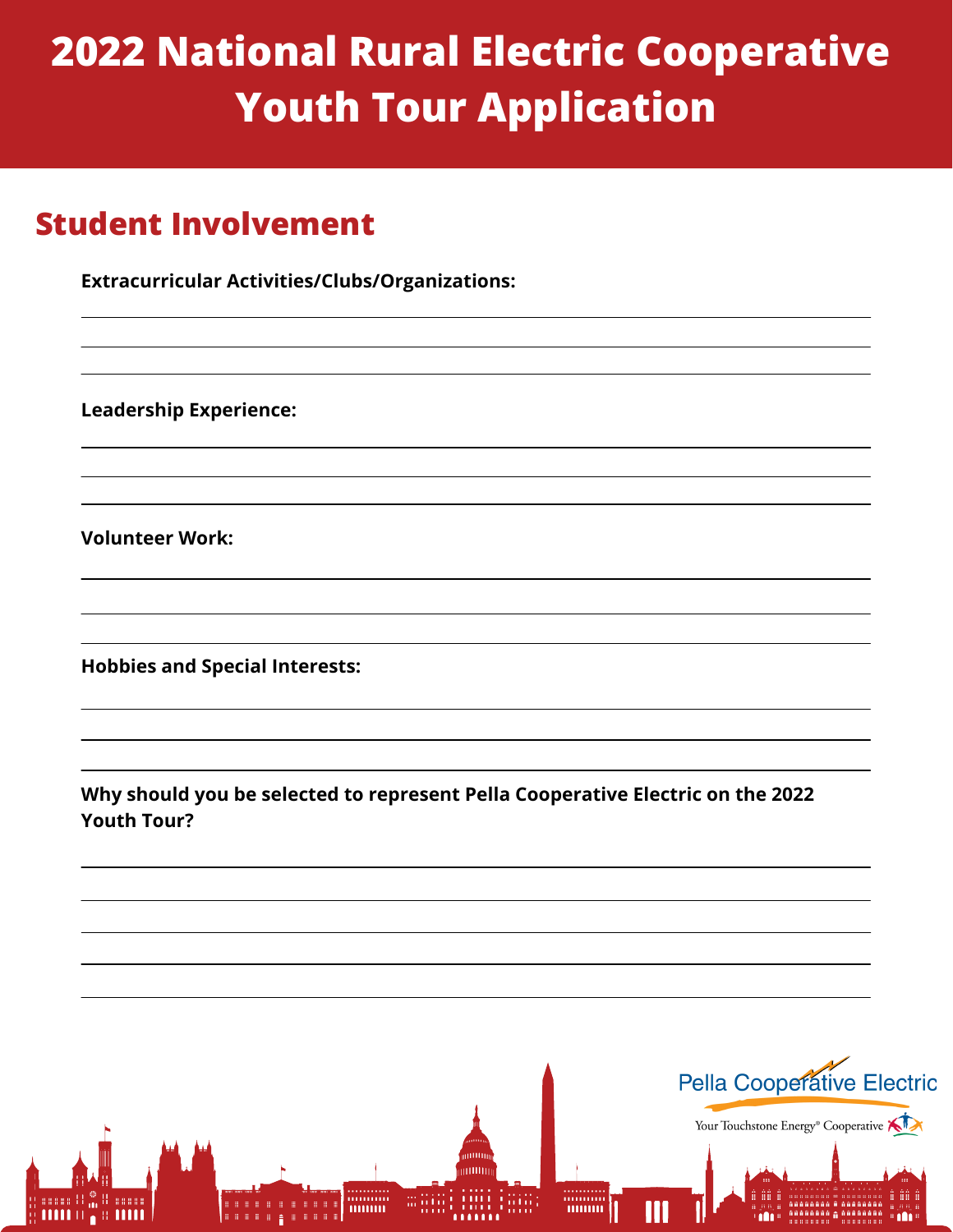# 2022 National Rural Electric Cooperative Youth Tour Application

## Student Involvement

**Extracurricular Activities/Clubs/Organizations:**

**Leadership Experience:**

**Volunteer Work:**

**Hobbies and Special Interests:**

**Why should you be selected to represent Pella Cooperative Electric on the 2022 Youth Tour?**

Pella Cooperative Electric

Your Touchstone Energy® Cooperative